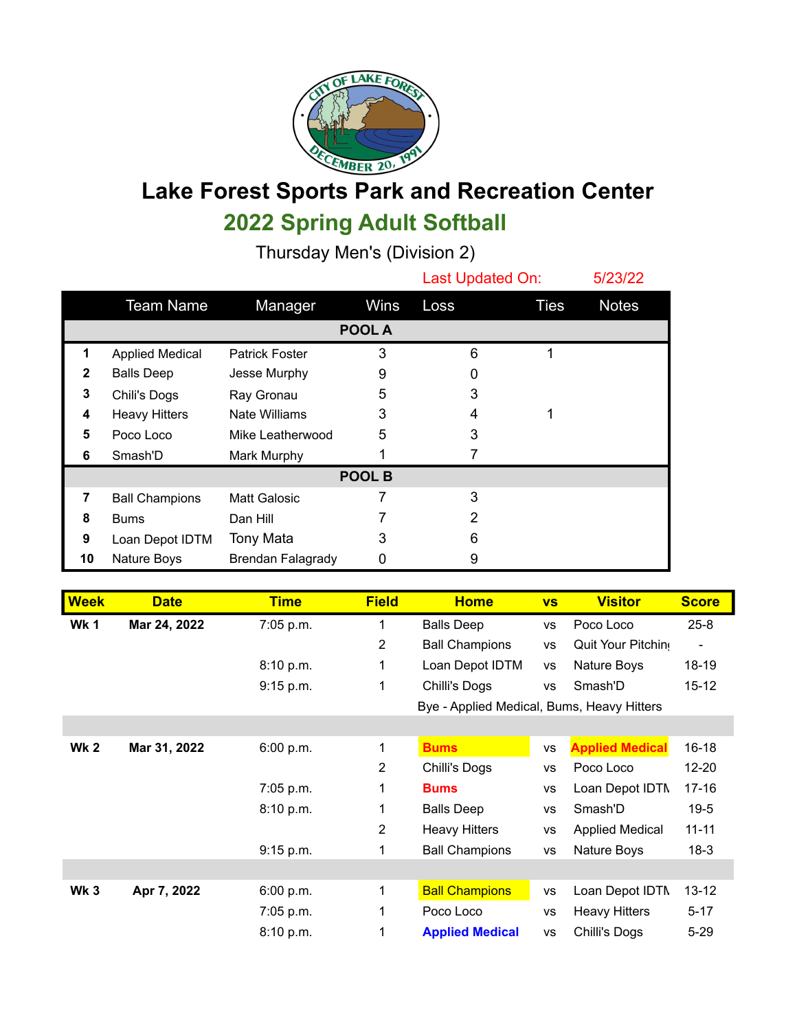# Lake Forest Sports Park and Recreation Center

## 2022 Spring Adult Softball

Thursday Men's (Division 2)

Last Updated On: 5/23/22

| | Team Name | Manager | Wins | Loss | Ties | Notes |
|---|---|---|---|---|---|---|
| | | | **POOL A** | | | |
| **1** | Applied Medical | Patrick Foster | 3 | 6 | 1 | |
| **2** | Balls Deep | Jesse Murphy | 9 | 0 | | |
| **3** | Chili's Dogs | Ray Gronau | 5 | 3 | | |
| **4** | Heavy Hitters | Nate Williams | 3 | 4 | 1 | |
| **5** | Poco Loco | Mike Leatherwood | 5 | 3 | | |
| **6** | Smash'D | Mark Murphy | 1 | 7 | | |
| | | | **POOL B** | | | |
| **7** | Ball Champions | Matt Galosic | 7 | 3 | | |
| **8** | Bums | Dan Hill | 7 | 2 | | |
| **9** | Loan Depot IDTM | Tony Mata | 3 | 6 | | |
| **10** | Nature Boys | Brendan Falagrady | 0 | 9 | | |

| Week | Date | Time | Field | Home | vs | Visitor | Score |
|---|---|---|---|---|---|---|---|
| **Wk 1** | **Mar 24, 2022** | 7:05 p.m. | 1 | Balls Deep | vs | Poco Loco | 25-8 |
| | | | 2 | Ball Champions | vs | Quit Your Pitching | - |
| | | 8:10 p.m. | 1 | Loan Depot IDTM | vs | Nature Boys | 18-19 |
| | | 9:15 p.m. | 1 | Chilli's Dogs | vs | Smash'D | 15-12 |
| | | | | Bye - Applied Medical, Bums, Heavy Hitters | | | |
| | | | | | | | |
| **Wk 2** | **Mar 31, 2022** | 6:00 p.m. | 1 | **Bums** | vs | **Applied Medical** | 16-18 |
| | | | 2 | Chilli's Dogs | vs | Poco Loco | 12-20 |
| | | 7:05 p.m. | 1 | **Bums** | vs | Loan Depot IDTM | 17-16 |
| | | 8:10 p.m. | 1 | Balls Deep | vs | Smash'D | 19-5 |
| | | | 2 | Heavy Hitters | vs | Applied Medical | 11-11 |
| | | 9:15 p.m. | 1 | Ball Champions | vs | Nature Boys | 18-3 |
| | | | | | | | |
| **Wk 3** | **Apr 7, 2022** | 6:00 p.m. | 1 | Ball Champions | vs | Loan Depot IDTM | 13-12 |
| | | 7:05 p.m. | 1 | Poco Loco | vs | Heavy Hitters | 5-17 |
| | | 8:10 p.m. | 1 | **Applied Medical** | vs | Chilli's Dogs | 5-29 |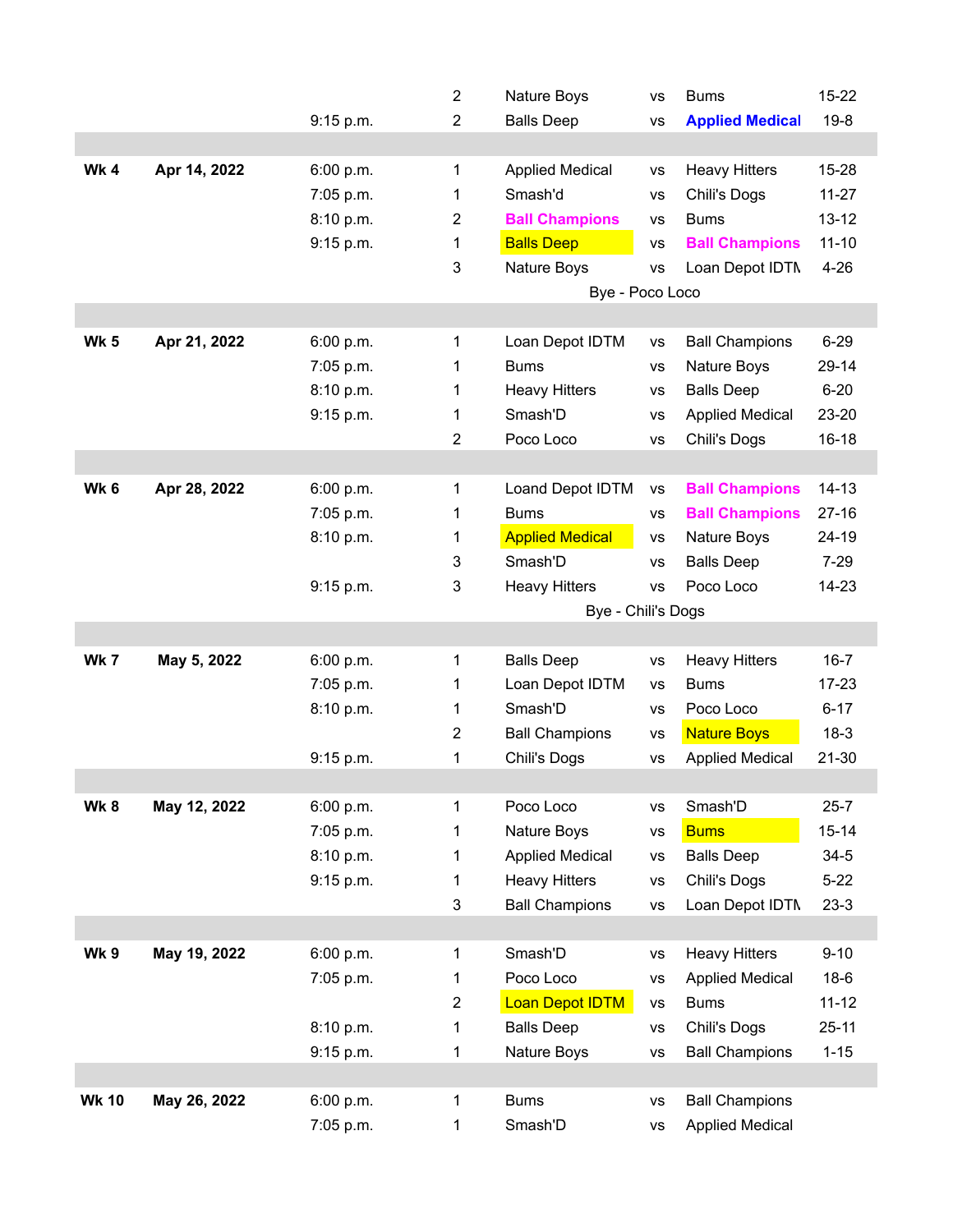| Week | Date | Time | Field | Team | | Team | Score |
|---|---|---|---|---|---|---|---|
| | | | 2 | Nature Boys | vs | Bums | 15-22 |
| | | 9:15 p.m. | 2 | Balls Deep | vs | **Applied Medical** | 19-8 |
| | | | | | | | |
| **Wk 4** | **Apr 14, 2022** | 6:00 p.m. | 1 | Applied Medical | vs | Heavy Hitters | 15-28 |
| | | 7:05 p.m. | 1 | Smash'd | vs | Chili's Dogs | 11-27 |
| | | 8:10 p.m. | 2 | **Ball Champions** | vs | Bums | 13-12 |
| | | 9:15 p.m. | 1 | Balls Deep | vs | **Ball Champions** | 11-10 |
| | | | 3 | Nature Boys | vs | Loan Depot IDTM | 4-26 |
| | | | | Bye - Poco Loco | | | |
| | | | | | | | |
| **Wk 5** | **Apr 21, 2022** | 6:00 p.m. | 1 | Loan Depot IDTM | vs | Ball Champions | 6-29 |
| | | 7:05 p.m. | 1 | Bums | vs | Nature Boys | 29-14 |
| | | 8:10 p.m. | 1 | Heavy Hitters | vs | Balls Deep | 6-20 |
| | | 9:15 p.m. | 1 | Smash'D | vs | Applied Medical | 23-20 |
| | | | 2 | Poco Loco | vs | Chili's Dogs | 16-18 |
| | | | | | | | |
| **Wk 6** | **Apr 28, 2022** | 6:00 p.m. | 1 | Loand Depot IDTM | vs | **Ball Champions** | 14-13 |
| | | 7:05 p.m. | 1 | Bums | vs | **Ball Champions** | 27-16 |
| | | 8:10 p.m. | 1 | Applied Medical | vs | Nature Boys | 24-19 |
| | | | 3 | Smash'D | vs | Balls Deep | 7-29 |
| | | 9:15 p.m. | 3 | Heavy Hitters | vs | Poco Loco | 14-23 |
| | | | | Bye - Chili's Dogs | | | |
| | | | | | | | |
| **Wk 7** | **May 5, 2022** | 6:00 p.m. | 1 | Balls Deep | vs | Heavy Hitters | 16-7 |
| | | 7:05 p.m. | 1 | Loan Depot IDTM | vs | Bums | 17-23 |
| | | 8:10 p.m. | 1 | Smash'D | vs | Poco Loco | 6-17 |
| | | | 2 | Ball Champions | vs | Nature Boys | 18-3 |
| | | 9:15 p.m. | 1 | Chili's Dogs | vs | Applied Medical | 21-30 |
| | | | | | | | |
| **Wk 8** | **May 12, 2022** | 6:00 p.m. | 1 | Poco Loco | vs | Smash'D | 25-7 |
| | | 7:05 p.m. | 1 | Nature Boys | vs | Bums | 15-14 |
| | | 8:10 p.m. | 1 | Applied Medical | vs | Balls Deep | 34-5 |
| | | 9:15 p.m. | 1 | Heavy Hitters | vs | Chili's Dogs | 5-22 |
| | | | 3 | Ball Champions | vs | Loan Depot IDTM | 23-3 |
| | | | | | | | |
| **Wk 9** | **May 19, 2022** | 6:00 p.m. | 1 | Smash'D | vs | Heavy Hitters | 9-10 |
| | | 7:05 p.m. | 1 | Poco Loco | vs | Applied Medical | 18-6 |
| | | | 2 | Loan Depot IDTM | vs | Bums | 11-12 |
| | | 8:10 p.m. | 1 | Balls Deep | vs | Chili's Dogs | 25-11 |
| | | 9:15 p.m. | 1 | Nature Boys | vs | Ball Champions | 1-15 |
| | | | | | | | |
| **Wk 10** | **May 26, 2022** | 6:00 p.m. | 1 | Bums | vs | Ball Champions | |
| | | 7:05 p.m. | 1 | Smash'D | vs | Applied Medical | |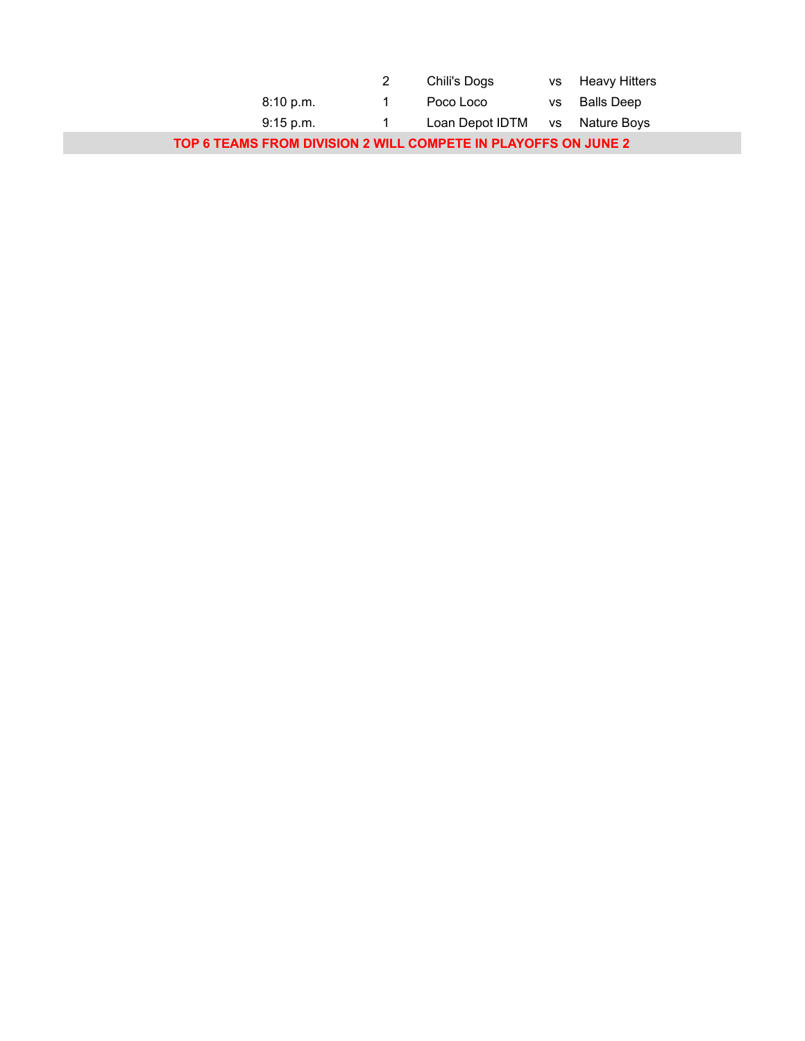| | | | | |
|---|---|---|---|---|
| | 2 | Chili's Dogs | vs | Heavy Hitters |
| 8:10 p.m. | 1 | Poco Loco | vs | Balls Deep |
| 9:15 p.m. | 1 | Loan Depot IDTM | vs | Nature Boys |

**TOP 6 TEAMS FROM DIVISION 2 WILL COMPETE IN PLAYOFFS ON JUNE 2**